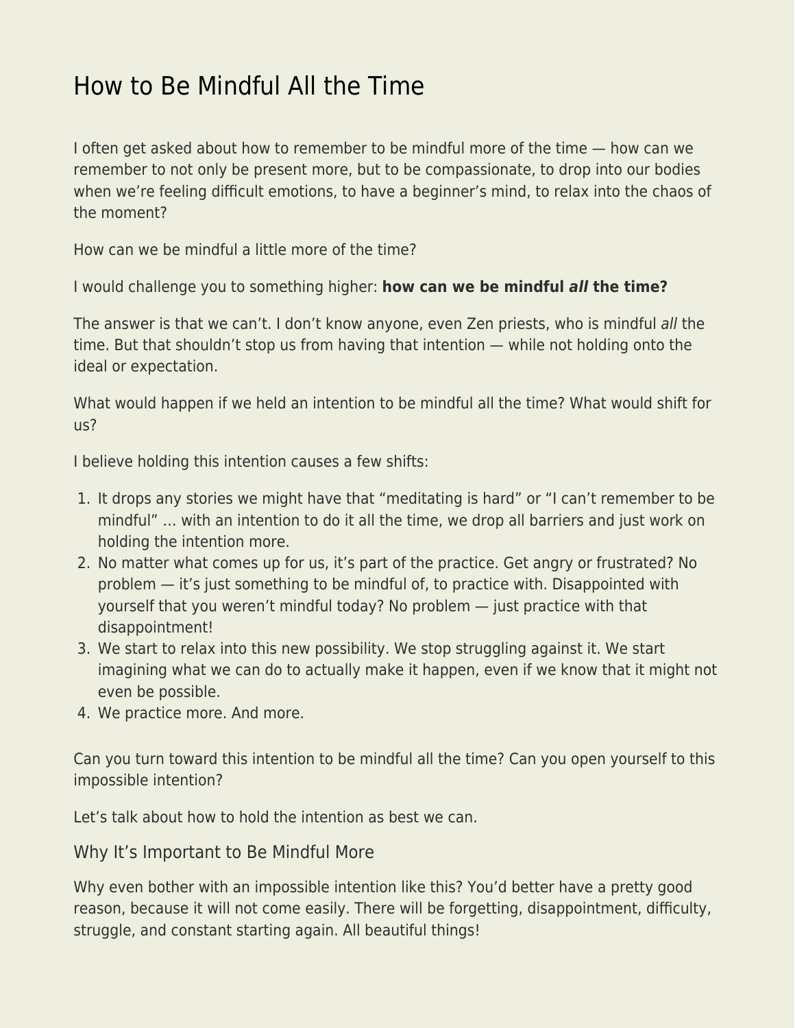# How to Be Mindful All the Time

I often get asked about how to remember to be mindful more of the time — how can we remember to not only be present more, but to be compassionate, to drop into our bodies when we're feeling difficult emotions, to have a beginner's mind, to relax into the chaos of the moment?

How can we be mindful a little more of the time?

I would challenge you to something higher: **how can we be mindful *all* the time?**

The answer is that we can't. I don't know anyone, even Zen priests, who is mindful *all* the time. But that shouldn't stop us from having that intention — while not holding onto the ideal or expectation.

What would happen if we held an intention to be mindful all the time? What would shift for us?

I believe holding this intention causes a few shifts:

1. It drops any stories we might have that "meditating is hard" or "I can't remember to be mindful" … with an intention to do it all the time, we drop all barriers and just work on holding the intention more.
2. No matter what comes up for us, it's part of the practice. Get angry or frustrated? No problem — it's just something to be mindful of, to practice with. Disappointed with yourself that you weren't mindful today? No problem — just practice with that disappointment!
3. We start to relax into this new possibility. We stop struggling against it. We start imagining what we can do to actually make it happen, even if we know that it might not even be possible.
4. We practice more. And more.

Can you turn toward this intention to be mindful all the time? Can you open yourself to this impossible intention?

Let's talk about how to hold the intention as best we can.

## Why It's Important to Be Mindful More

Why even bother with an impossible intention like this? You'd better have a pretty good reason, because it will not come easily. There will be forgetting, disappointment, difficulty, struggle, and constant starting again. All beautiful things!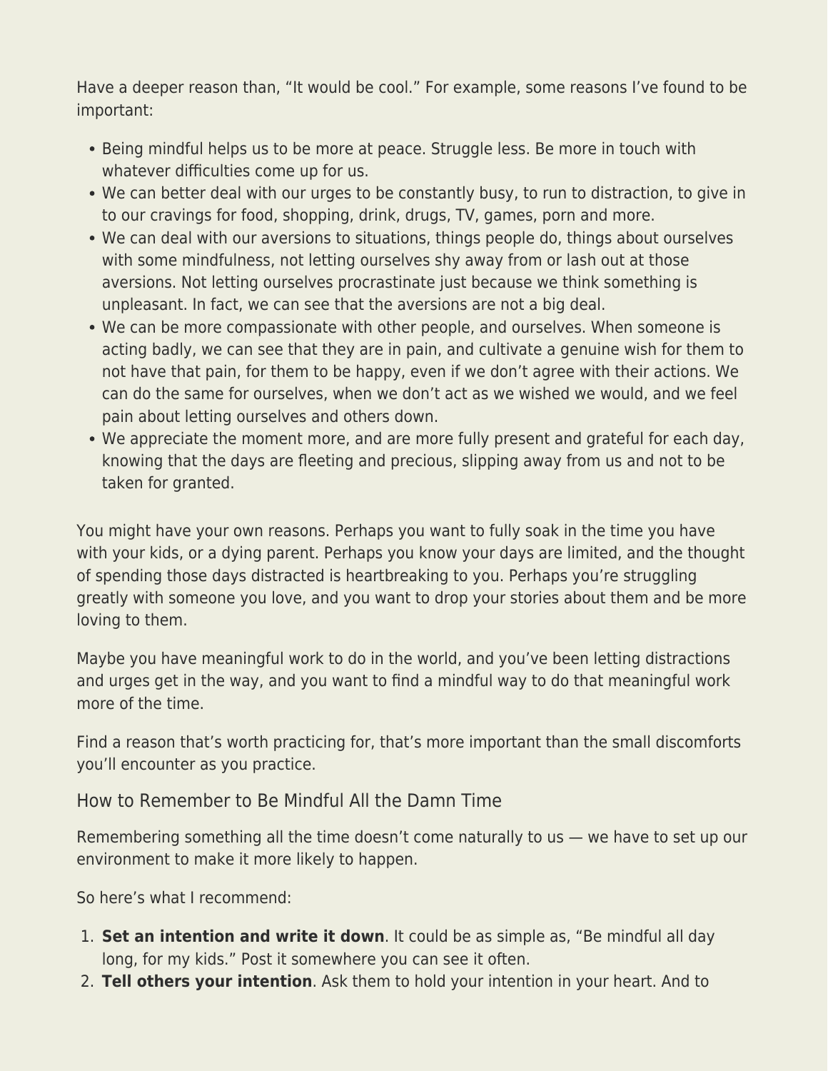Have a deeper reason than, "It would be cool." For example, some reasons I've found to be important:

- Being mindful helps us to be more at peace. Struggle less. Be more in touch with whatever difficulties come up for us.
- We can better deal with our urges to be constantly busy, to run to distraction, to give in to our cravings for food, shopping, drink, drugs, TV, games, porn and more.
- We can deal with our aversions to situations, things people do, things about ourselves with some mindfulness, not letting ourselves shy away from or lash out at those aversions. Not letting ourselves procrastinate just because we think something is unpleasant. In fact, we can see that the aversions are not a big deal.
- We can be more compassionate with other people, and ourselves. When someone is acting badly, we can see that they are in pain, and cultivate a genuine wish for them to not have that pain, for them to be happy, even if we don't agree with their actions. We can do the same for ourselves, when we don't act as we wished we would, and we feel pain about letting ourselves and others down.
- We appreciate the moment more, and are more fully present and grateful for each day, knowing that the days are fleeting and precious, slipping away from us and not to be taken for granted.

You might have your own reasons. Perhaps you want to fully soak in the time you have with your kids, or a dying parent. Perhaps you know your days are limited, and the thought of spending those days distracted is heartbreaking to you. Perhaps you're struggling greatly with someone you love, and you want to drop your stories about them and be more loving to them.

Maybe you have meaningful work to do in the world, and you've been letting distractions and urges get in the way, and you want to find a mindful way to do that meaningful work more of the time.

Find a reason that's worth practicing for, that's more important than the small discomforts you'll encounter as you practice.

## How to Remember to Be Mindful All the Damn Time

Remembering something all the time doesn't come naturally to us — we have to set up our environment to make it more likely to happen.

So here's what I recommend:

1. **Set an intention and write it down**. It could be as simple as, "Be mindful all day long, for my kids." Post it somewhere you can see it often.
2. **Tell others your intention**. Ask them to hold your intention in your heart. And to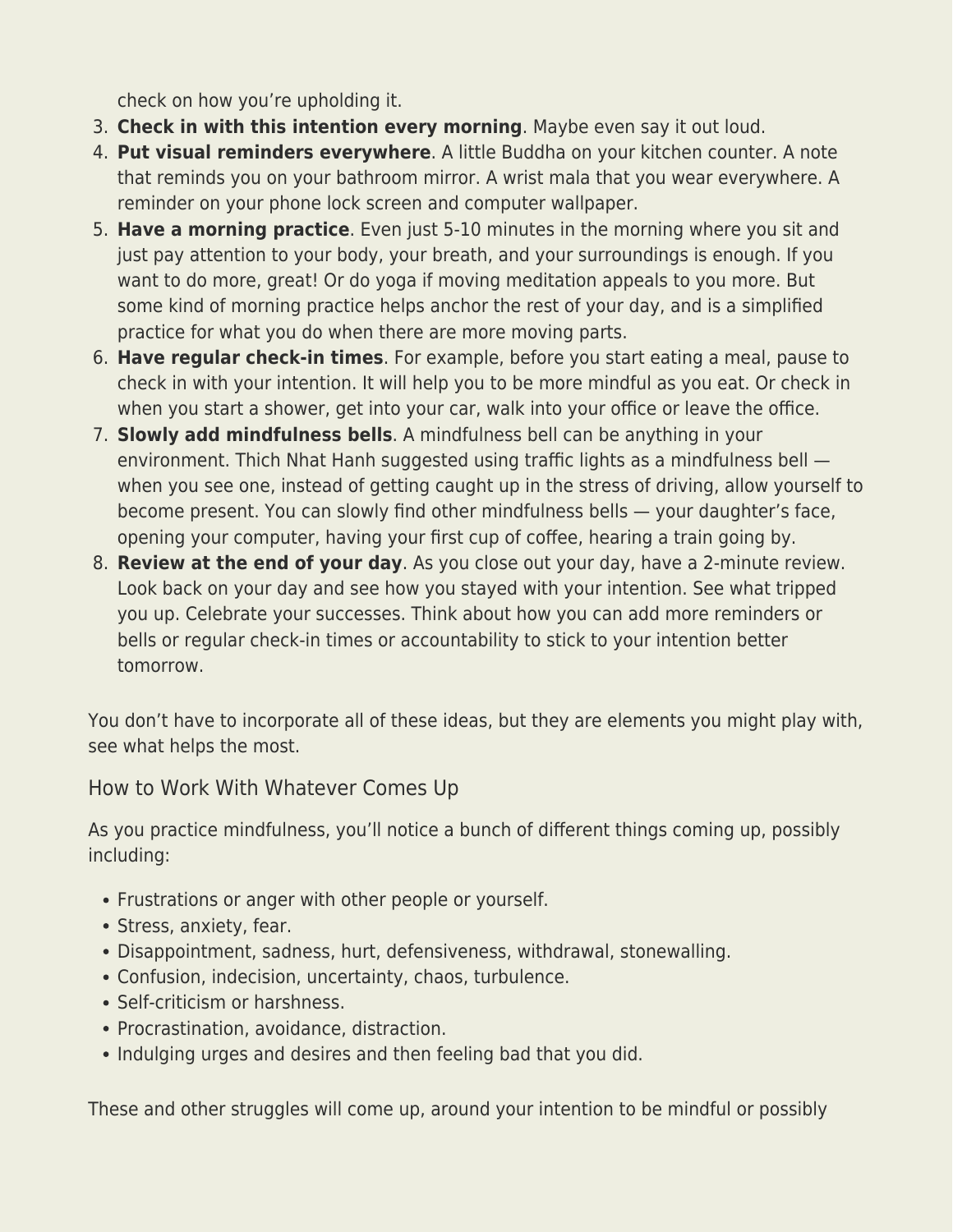check on how you're upholding it.

3. **Check in with this intention every morning**. Maybe even say it out loud.
4. **Put visual reminders everywhere**. A little Buddha on your kitchen counter. A note that reminds you on your bathroom mirror. A wrist mala that you wear everywhere. A reminder on your phone lock screen and computer wallpaper.
5. **Have a morning practice**. Even just 5-10 minutes in the morning where you sit and just pay attention to your body, your breath, and your surroundings is enough. If you want to do more, great! Or do yoga if moving meditation appeals to you more. But some kind of morning practice helps anchor the rest of your day, and is a simplified practice for what you do when there are more moving parts.
6. **Have regular check-in times**. For example, before you start eating a meal, pause to check in with your intention. It will help you to be more mindful as you eat. Or check in when you start a shower, get into your car, walk into your office or leave the office.
7. **Slowly add mindfulness bells**. A mindfulness bell can be anything in your environment. Thich Nhat Hanh suggested using traffic lights as a mindfulness bell — when you see one, instead of getting caught up in the stress of driving, allow yourself to become present. You can slowly find other mindfulness bells — your daughter's face, opening your computer, having your first cup of coffee, hearing a train going by.
8. **Review at the end of your day**. As you close out your day, have a 2-minute review. Look back on your day and see how you stayed with your intention. See what tripped you up. Celebrate your successes. Think about how you can add more reminders or bells or regular check-in times or accountability to stick to your intention better tomorrow.

You don't have to incorporate all of these ideas, but they are elements you might play with, see what helps the most.

## How to Work With Whatever Comes Up

As you practice mindfulness, you'll notice a bunch of different things coming up, possibly including:

- Frustrations or anger with other people or yourself.
- Stress, anxiety, fear.
- Disappointment, sadness, hurt, defensiveness, withdrawal, stonewalling.
- Confusion, indecision, uncertainty, chaos, turbulence.
- Self-criticism or harshness.
- Procrastination, avoidance, distraction.
- Indulging urges and desires and then feeling bad that you did.

These and other struggles will come up, around your intention to be mindful or possibly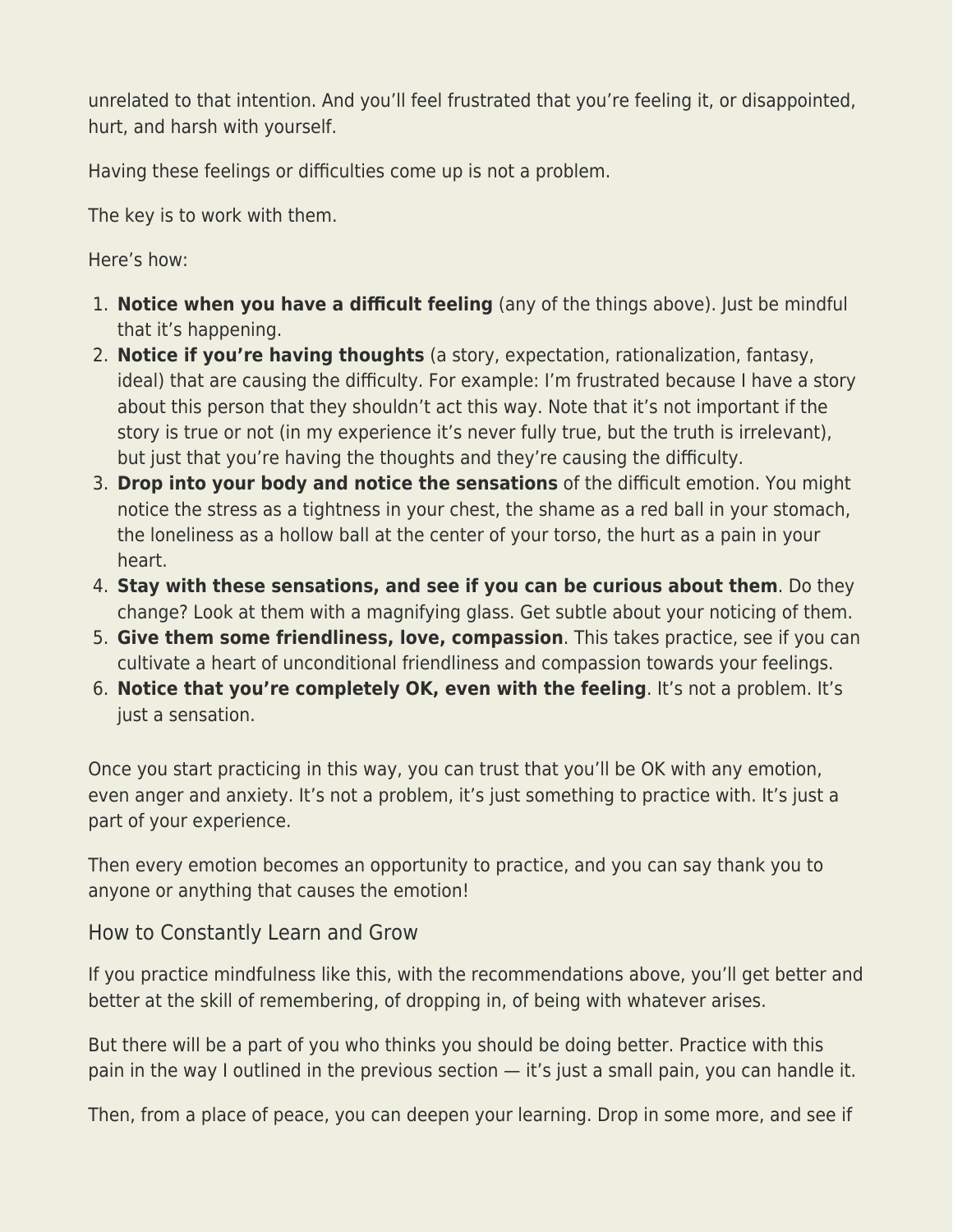unrelated to that intention. And you'll feel frustrated that you're feeling it, or disappointed, hurt, and harsh with yourself.

Having these feelings or difficulties come up is not a problem.

The key is to work with them.

Here's how:

1. **Notice when you have a difficult feeling** (any of the things above). Just be mindful that it's happening.
2. **Notice if you're having thoughts** (a story, expectation, rationalization, fantasy, ideal) that are causing the difficulty. For example: I'm frustrated because I have a story about this person that they shouldn't act this way. Note that it's not important if the story is true or not (in my experience it's never fully true, but the truth is irrelevant), but just that you're having the thoughts and they're causing the difficulty.
3. **Drop into your body and notice the sensations** of the difficult emotion. You might notice the stress as a tightness in your chest, the shame as a red ball in your stomach, the loneliness as a hollow ball at the center of your torso, the hurt as a pain in your heart.
4. **Stay with these sensations, and see if you can be curious about them**. Do they change? Look at them with a magnifying glass. Get subtle about your noticing of them.
5. **Give them some friendliness, love, compassion**. This takes practice, see if you can cultivate a heart of unconditional friendliness and compassion towards your feelings.
6. **Notice that you're completely OK, even with the feeling**. It's not a problem. It's just a sensation.

Once you start practicing in this way, you can trust that you'll be OK with any emotion, even anger and anxiety. It's not a problem, it's just something to practice with. It's just a part of your experience.

Then every emotion becomes an opportunity to practice, and you can say thank you to anyone or anything that causes the emotion!

## How to Constantly Learn and Grow

If you practice mindfulness like this, with the recommendations above, you'll get better and better at the skill of remembering, of dropping in, of being with whatever arises.

But there will be a part of you who thinks you should be doing better. Practice with this pain in the way I outlined in the previous section — it's just a small pain, you can handle it.

Then, from a place of peace, you can deepen your learning. Drop in some more, and see if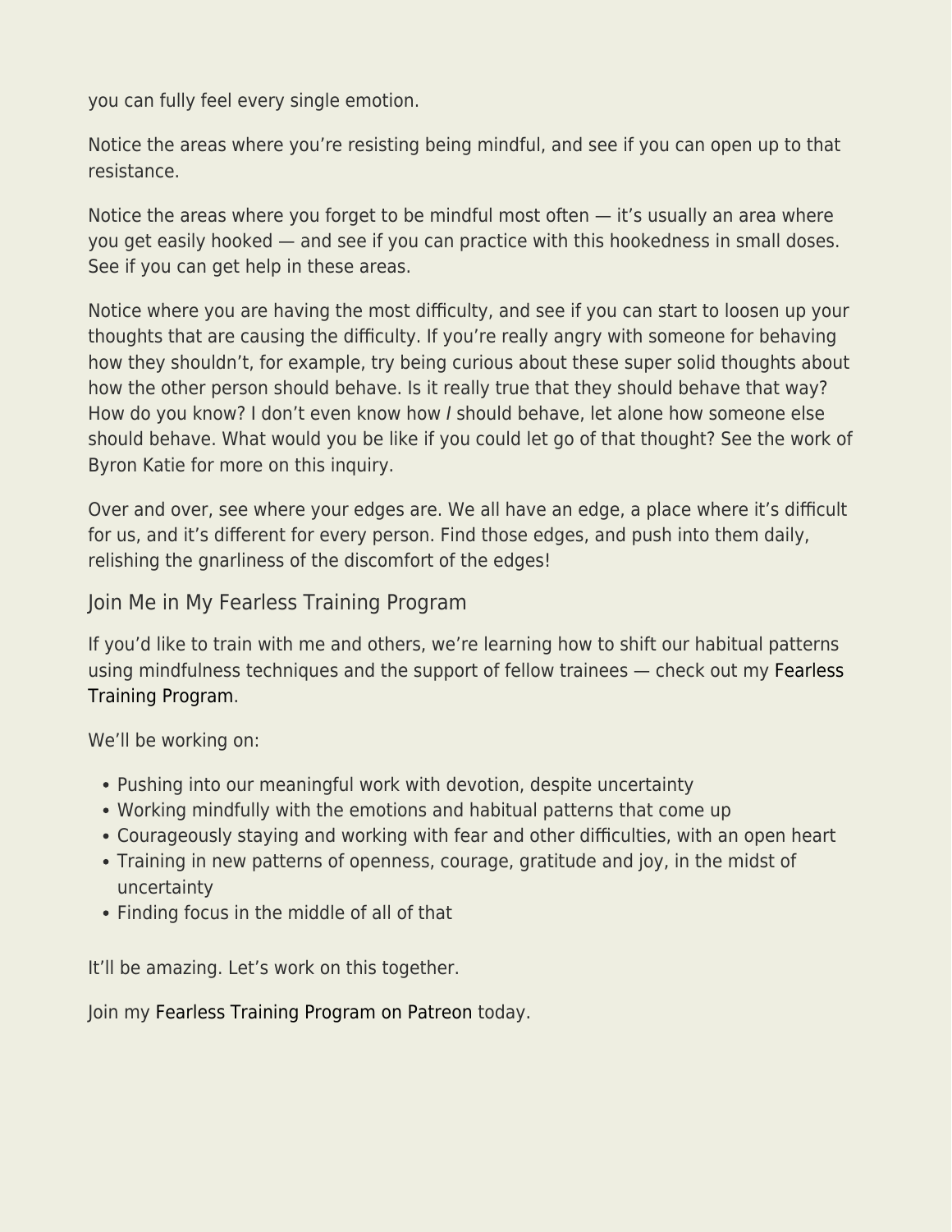you can fully feel every single emotion.

Notice the areas where you're resisting being mindful, and see if you can open up to that resistance.

Notice the areas where you forget to be mindful most often — it's usually an area where you get easily hooked — and see if you can practice with this hookedness in small doses. See if you can get help in these areas.

Notice where you are having the most difficulty, and see if you can start to loosen up your thoughts that are causing the difficulty. If you're really angry with someone for behaving how they shouldn't, for example, try being curious about these super solid thoughts about how the other person should behave. Is it really true that they should behave that way? How do you know? I don't even know how *I* should behave, let alone how someone else should behave. What would you be like if you could let go of that thought? See the work of Byron Katie for more on this inquiry.

Over and over, see where your edges are. We all have an edge, a place where it's difficult for us, and it's different for every person. Find those edges, and push into them daily, relishing the gnarliness of the discomfort of the edges!

## Join Me in My Fearless Training Program

If you'd like to train with me and others, we're learning how to shift our habitual patterns using mindfulness techniques and the support of fellow trainees — check out my Fearless Training Program.

We'll be working on:

- Pushing into our meaningful work with devotion, despite uncertainty
- Working mindfully with the emotions and habitual patterns that come up
- Courageously staying and working with fear and other difficulties, with an open heart
- Training in new patterns of openness, courage, gratitude and joy, in the midst of uncertainty
- Finding focus in the middle of all of that

It'll be amazing. Let's work on this together.

Join my Fearless Training Program on Patreon today.